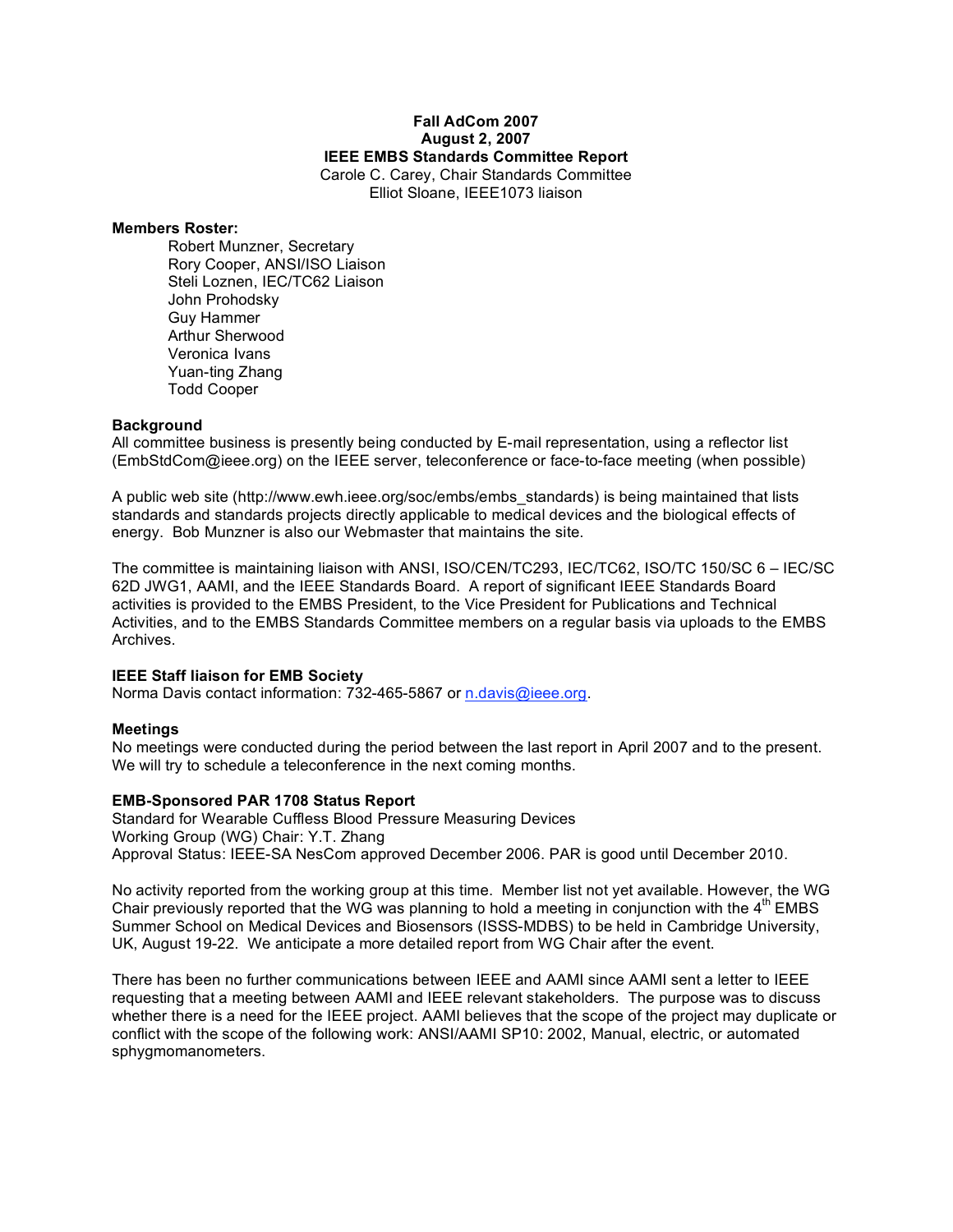**Fall AdCom 2007**
**August 2, 2007**
**IEEE EMBS Standards Committee Report**
Carole C. Carey, Chair Standards Committee
Elliot Sloane, IEEE1073 liaison

**Members Roster:**

Robert Munzner, Secretary
Rory Cooper, ANSI/ISO Liaison
Steli Loznen, IEC/TC62 Liaison
John Prohodsky
Guy Hammer
Arthur Sherwood
Veronica Ivans
Yuan-ting Zhang
Todd Cooper

**Background**

All committee business is presently being conducted by E-mail representation, using a reflector list (EmbStdCom@ieee.org) on the IEEE server, teleconference or face-to-face meeting (when possible)

A public web site (http://www.ewh.ieee.org/soc/embs/embs_standards) is being maintained that lists standards and standards projects directly applicable to medical devices and the biological effects of energy. Bob Munzner is also our Webmaster that maintains the site.

The committee is maintaining liaison with ANSI, ISO/CEN/TC293, IEC/TC62, ISO/TC 150/SC 6 – IEC/SC 62D JWG1, AAMI, and the IEEE Standards Board. A report of significant IEEE Standards Board activities is provided to the EMBS President, to the Vice President for Publications and Technical Activities, and to the EMBS Standards Committee members on a regular basis via uploads to the EMBS Archives.

**IEEE Staff liaison for EMB Society**

Norma Davis contact information: 732-465-5867 or n.davis@ieee.org.

**Meetings**

No meetings were conducted during the period between the last report in April 2007 and to the present. We will try to schedule a teleconference in the next coming months.

**EMB-Sponsored PAR 1708 Status Report**

Standard for Wearable Cuffless Blood Pressure Measuring Devices
Working Group (WG) Chair: Y.T. Zhang
Approval Status: IEEE-SA NesCom approved December 2006. PAR is good until December 2010.

No activity reported from the working group at this time. Member list not yet available. However, the WG Chair previously reported that the WG was planning to hold a meeting in conjunction with the 4th EMBS Summer School on Medical Devices and Biosensors (ISSS-MDBS) to be held in Cambridge University, UK, August 19-22. We anticipate a more detailed report from WG Chair after the event.

There has been no further communications between IEEE and AAMI since AAMI sent a letter to IEEE requesting that a meeting between AAMI and IEEE relevant stakeholders. The purpose was to discuss whether there is a need for the IEEE project. AAMI believes that the scope of the project may duplicate or conflict with the scope of the following work: ANSI/AAMI SP10: 2002, Manual, electric, or automated sphygmomanometers.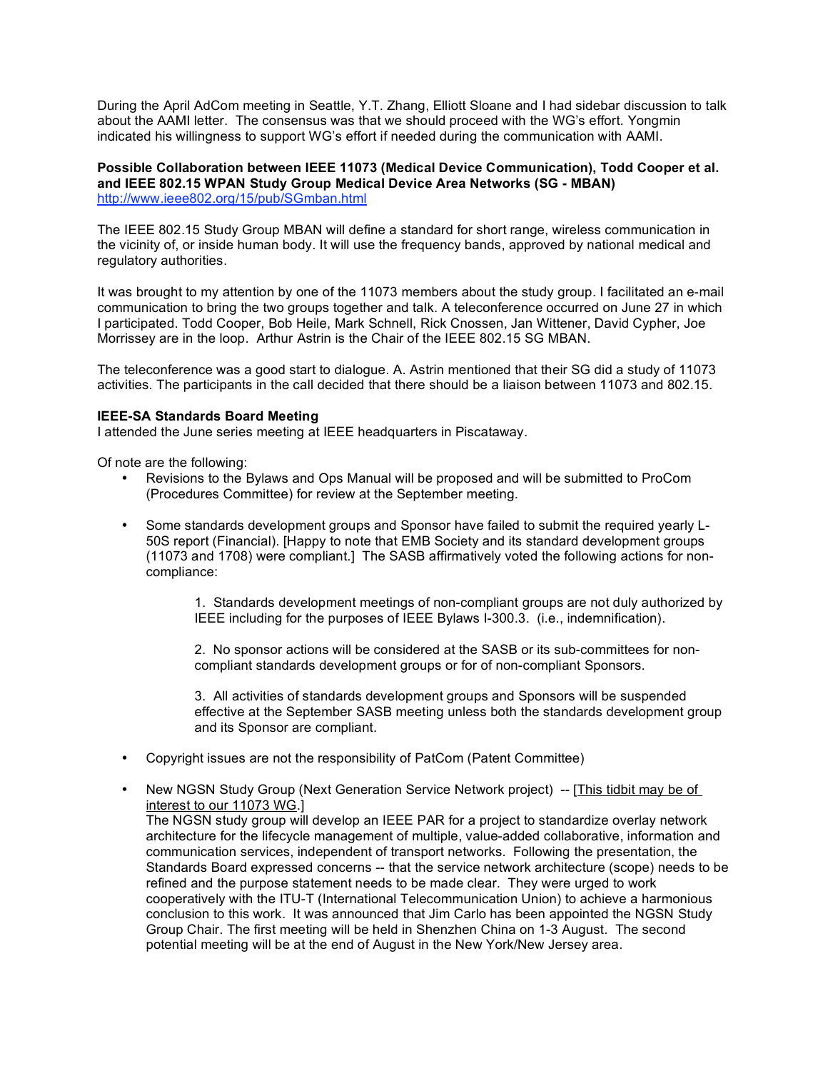During the April AdCom meeting in Seattle, Y.T. Zhang, Elliott Sloane and I had sidebar discussion to talk about the AAMI letter. The consensus was that we should proceed with the WG's effort. Yongmin indicated his willingness to support WG's effort if needed during the communication with AAMI.

**Possible Collaboration between IEEE 11073 (Medical Device Communication), Todd Cooper et al. and IEEE 802.15 WPAN Study Group Medical Device Area Networks (SG - MBAN)**
http://www.ieee802.org/15/pub/SGmban.html

The IEEE 802.15 Study Group MBAN will define a standard for short range, wireless communication in the vicinity of, or inside human body. It will use the frequency bands, approved by national medical and regulatory authorities.

It was brought to my attention by one of the 11073 members about the study group. I facilitated an e-mail communication to bring the two groups together and talk. A teleconference occurred on June 27 in which I participated. Todd Cooper, Bob Heile, Mark Schnell, Rick Cnossen, Jan Wittener, David Cypher, Joe Morrissey are in the loop. Arthur Astrin is the Chair of the IEEE 802.15 SG MBAN.

The teleconference was a good start to dialogue. A. Astrin mentioned that their SG did a study of 11073 activities. The participants in the call decided that there should be a liaison between 11073 and 802.15.

**IEEE-SA Standards Board Meeting**
I attended the June series meeting at IEEE headquarters in Piscataway.

Of note are the following:

- Revisions to the Bylaws and Ops Manual will be proposed and will be submitted to ProCom (Procedures Committee) for review at the September meeting.

- Some standards development groups and Sponsor have failed to submit the required yearly L-50S report (Financial). [Happy to note that EMB Society and its standard development groups (11073 and 1708) were compliant.] The SASB affirmatively voted the following actions for non-compliance:

  1. Standards development meetings of non-compliant groups are not duly authorized by IEEE including for the purposes of IEEE Bylaws I-300.3. (i.e., indemnification).

  2. No sponsor actions will be considered at the SASB or its sub-committees for non-compliant standards development groups or for of non-compliant Sponsors.

  3. All activities of standards development groups and Sponsors will be suspended effective at the September SASB meeting unless both the standards development group and its Sponsor are compliant.

- Copyright issues are not the responsibility of PatCom (Patent Committee)

- New NGSN Study Group (Next Generation Service Network project) -- [This tidbit may be of interest to our 11073 WG.]
  The NGSN study group will develop an IEEE PAR for a project to standardize overlay network architecture for the lifecycle management of multiple, value-added collaborative, information and communication services, independent of transport networks. Following the presentation, the Standards Board expressed concerns -- that the service network architecture (scope) needs to be refined and the purpose statement needs to be made clear. They were urged to work cooperatively with the ITU-T (International Telecommunication Union) to achieve a harmonious conclusion to this work. It was announced that Jim Carlo has been appointed the NGSN Study Group Chair. The first meeting will be held in Shenzhen China on 1-3 August. The second potential meeting will be at the end of August in the New York/New Jersey area.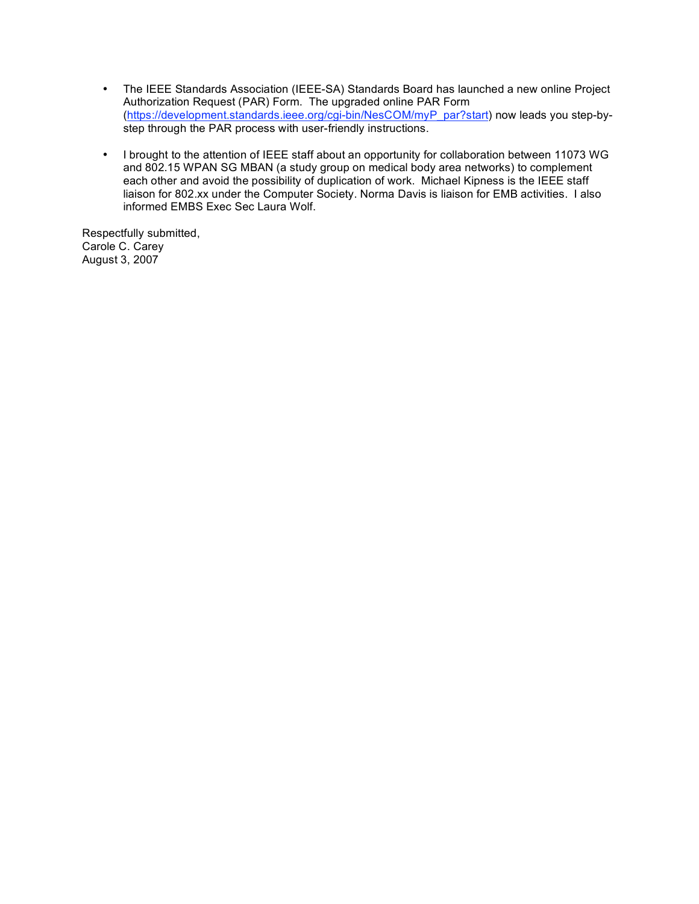- The IEEE Standards Association (IEEE-SA) Standards Board has launched a new online Project Authorization Request (PAR) Form. The upgraded online PAR Form (https://development.standards.ieee.org/cgi-bin/NesCOM/myP_par?start) now leads you step-by-step through the PAR process with user-friendly instructions.

- I brought to the attention of IEEE staff about an opportunity for collaboration between 11073 WG and 802.15 WPAN SG MBAN (a study group on medical body area networks) to complement each other and avoid the possibility of duplication of work. Michael Kipness is the IEEE staff liaison for 802.xx under the Computer Society. Norma Davis is liaison for EMB activities. I also informed EMBS Exec Sec Laura Wolf.

Respectfully submitted,
Carole C. Carey
August 3, 2007